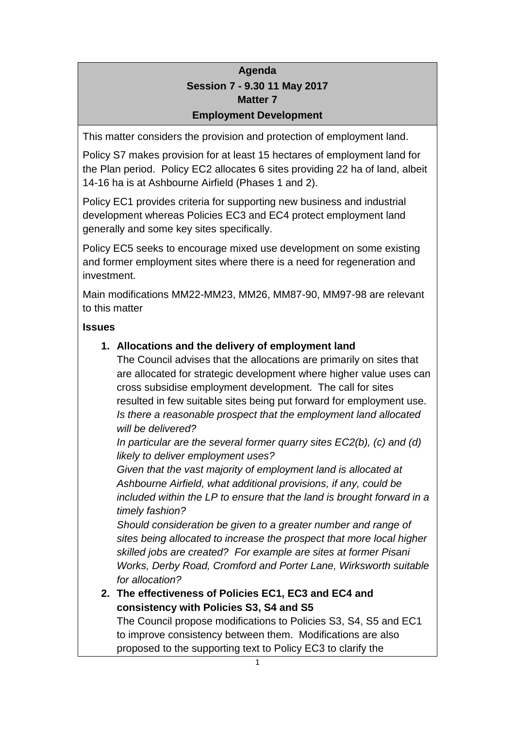**Agenda**
**Session 7 - 9.30 11 May 2017**
**Matter 7**
**Employment Development**

This matter considers the provision and protection of employment land.

Policy S7 makes provision for at least 15 hectares of employment land for the Plan period. Policy EC2 allocates 6 sites providing 22 ha of land, albeit 14-16 ha is at Ashbourne Airfield (Phases 1 and 2).

Policy EC1 provides criteria for supporting new business and industrial development whereas Policies EC3 and EC4 protect employment land generally and some key sites specifically.

Policy EC5 seeks to encourage mixed use development on some existing and former employment sites where there is a need for regeneration and investment.

Main modifications MM22-MM23, MM26, MM87-90, MM97-98 are relevant to this matter

**Issues**

1. **Allocations and the delivery of employment land**
   The Council advises that the allocations are primarily on sites that are allocated for strategic development where higher value uses can cross subsidise employment development. The call for sites resulted in few suitable sites being put forward for employment use.
   *Is there a reasonable prospect that the employment land allocated will be delivered?*
   *In particular are the several former quarry sites EC2(b), (c) and (d) likely to deliver employment uses?*
   *Given that the vast majority of employment land is allocated at Ashbourne Airfield, what additional provisions, if any, could be included within the LP to ensure that the land is brought forward in a timely fashion?*
   *Should consideration be given to a greater number and range of sites being allocated to increase the prospect that more local higher skilled jobs are created? For example are sites at former Pisani Works, Derby Road, Cromford and Porter Lane, Wirksworth suitable for allocation?*
2. **The effectiveness of Policies EC1, EC3 and EC4 and consistency with Policies S3, S4 and S5**
   The Council propose modifications to Policies S3, S4, S5 and EC1 to improve consistency between them. Modifications are also proposed to the supporting text to Policy EC3 to clarify the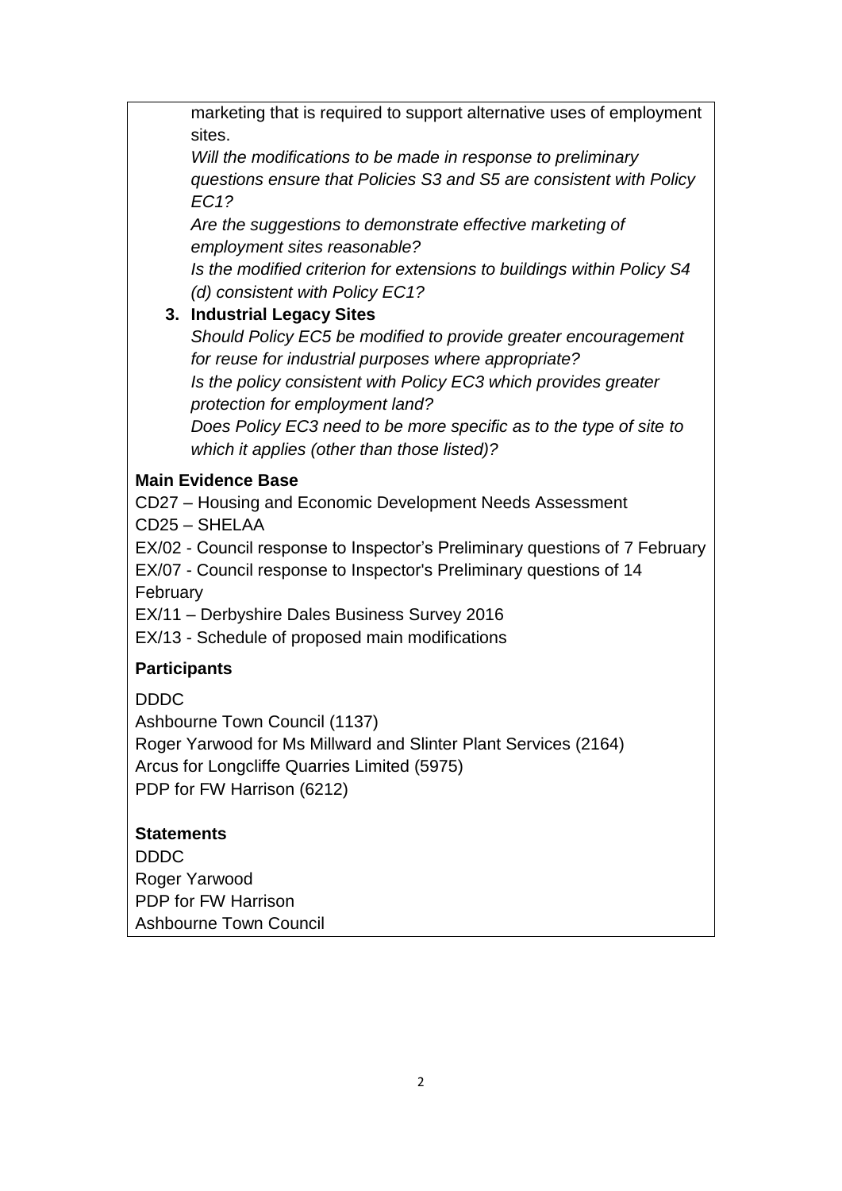marketing that is required to support alternative uses of employment sites.

*Will the modifications to be made in response to preliminary questions ensure that Policies S3 and S5 are consistent with Policy EC1?*

*Are the suggestions to demonstrate effective marketing of employment sites reasonable?*

*Is the modified criterion for extensions to buildings within Policy S4 (d) consistent with Policy EC1?*

3. **Industrial Legacy Sites**

   *Should Policy EC5 be modified to provide greater encouragement for reuse for industrial purposes where appropriate?*

   *Is the policy consistent with Policy EC3 which provides greater protection for employment land?*

   *Does Policy EC3 need to be more specific as to the type of site to which it applies (other than those listed)?*

**Main Evidence Base**

CD27 – Housing and Economic Development Needs Assessment
CD25 – SHELAA
EX/02 - Council response to Inspector's Preliminary questions of 7 February
EX/07 - Council response to Inspector's Preliminary questions of 14 February
EX/11 – Derbyshire Dales Business Survey 2016
EX/13 - Schedule of proposed main modifications

**Participants**

DDDC
Ashbourne Town Council (1137)
Roger Yarwood for Ms Millward and Slinter Plant Services (2164)
Arcus for Longcliffe Quarries Limited (5975)
PDP for FW Harrison (6212)

**Statements**

DDDC
Roger Yarwood
PDP for FW Harrison
Ashbourne Town Council